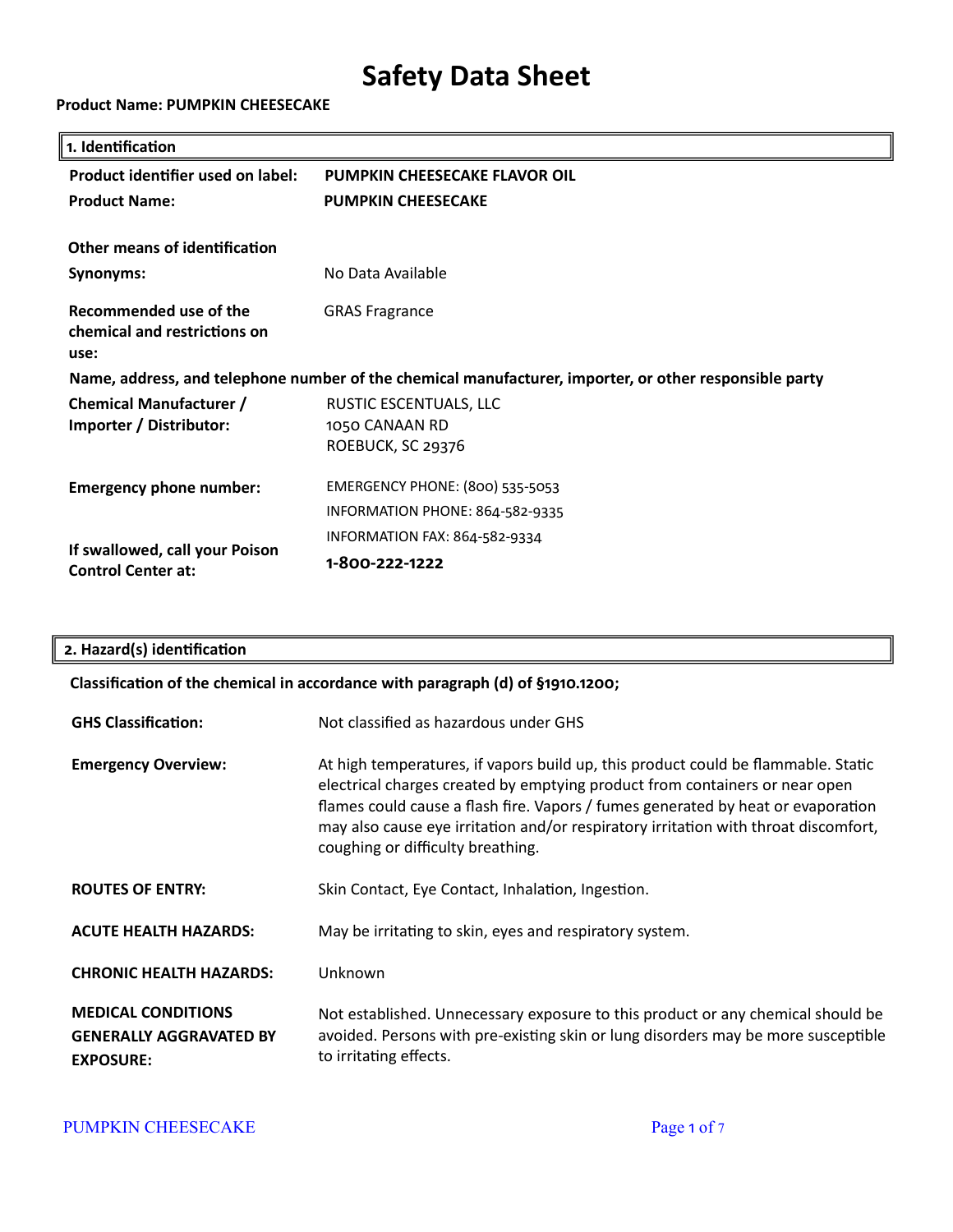# Safety Data Sheet

**Product Name: PUMPKIN CHEESECAKE**

## 1. Identification

| | |
|---|---|
| **Product identifier used on label:** | **PUMPKIN CHEESECAKE FLAVOR OIL** |
| **Product Name:** | **PUMPKIN CHEESECAKE** |

**Other means of identification**

| | |
|---|---|
| **Synonyms:** | No Data Available |
| **Recommended use of the chemical and restrictions on use:** | GRAS Fragrance |

**Name, address, and telephone number of the chemical manufacturer, importer, or other responsible party**

| | |
|---|---|
| **Chemical Manufacturer / Importer / Distributor:** | RUSTIC ESCENTUALS, LLC<br>1050 CANAAN RD<br>ROEBUCK, SC 29376 |
| **Emergency phone number:** | EMERGENCY PHONE: (800) 535-5053<br>INFORMATION PHONE: 864-582-9335<br>INFORMATION FAX: 864-582-9334 |
| **If swallowed, call your Poison Control Center at:** | **1-800-222-1222** |

## 2. Hazard(s) identification

**Classification of the chemical in accordance with paragraph (d) of §1910.1200;**

| | |
|---|---|
| **GHS Classification:** | Not classified as hazardous under GHS |
| **Emergency Overview:** | At high temperatures, if vapors build up, this product could be flammable. Static electrical charges created by emptying product from containers or near open flames could cause a flash fire. Vapors / fumes generated by heat or evaporation may also cause eye irritation and/or respiratory irritation with throat discomfort, coughing or difficulty breathing. |
| **ROUTES OF ENTRY:** | Skin Contact, Eye Contact, Inhalation, Ingestion. |
| **ACUTE HEALTH HAZARDS:** | May be irritating to skin, eyes and respiratory system. |
| **CHRONIC HEALTH HAZARDS:** | Unknown |
| **MEDICAL CONDITIONS GENERALLY AGGRAVATED BY EXPOSURE:** | Not established. Unnecessary exposure to this product or any chemical should be avoided. Persons with pre-existing skin or lung disorders may be more susceptible to irritating effects. |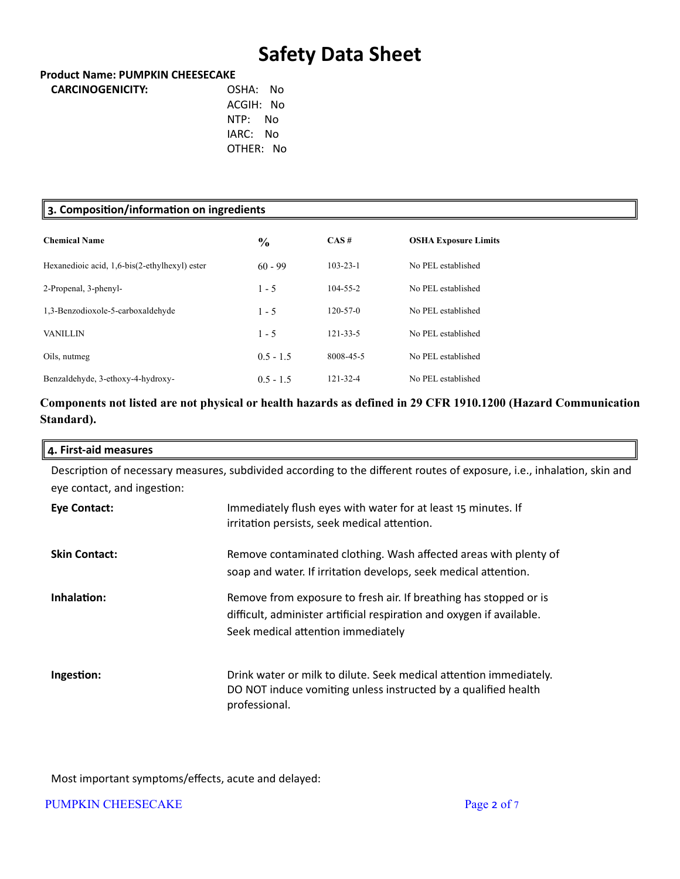# Safety Data Sheet

**Product Name: PUMPKIN CHEESECAKE**

**CARCINOGENICITY:**

OSHA: No
ACGIH: No
NTP: No
IARC: No
OTHER: No

## 3. Composition/information on ingredients

| Chemical Name | % | CAS # | OSHA Exposure Limits |
|---|---|---|---|
| Hexanedioic acid, 1,6-bis(2-ethylhexyl) ester | 60 - 99 | 103-23-1 | No PEL established |
| 2-Propenal, 3-phenyl- | 1 - 5 | 104-55-2 | No PEL established |
| 1,3-Benzodioxole-5-carboxaldehyde | 1 - 5 | 120-57-0 | No PEL established |
| VANILLIN | 1 - 5 | 121-33-5 | No PEL established |
| Oils, nutmeg | 0.5 - 1.5 | 8008-45-5 | No PEL established |
| Benzaldehyde, 3-ethoxy-4-hydroxy- | 0.5 - 1.5 | 121-32-4 | No PEL established |

**Components not listed are not physical or health hazards as defined in 29 CFR 1910.1200 (Hazard Communication Standard).**

## 4. First-aid measures

Description of necessary measures, subdivided according to the different routes of exposure, i.e., inhalation, skin and eye contact, and ingestion:

**Eye Contact:** Immediately flush eyes with water for at least 15 minutes. If irritation persists, seek medical attention.

**Skin Contact:** Remove contaminated clothing. Wash affected areas with plenty of soap and water. If irritation develops, seek medical attention.

**Inhalation:** Remove from exposure to fresh air. If breathing has stopped or is difficult, administer artificial respiration and oxygen if available. Seek medical attention immediately

**Ingestion:** Drink water or milk to dilute. Seek medical attention immediately. DO NOT induce vomiting unless instructed by a qualified health professional.

Most important symptoms/effects, acute and delayed: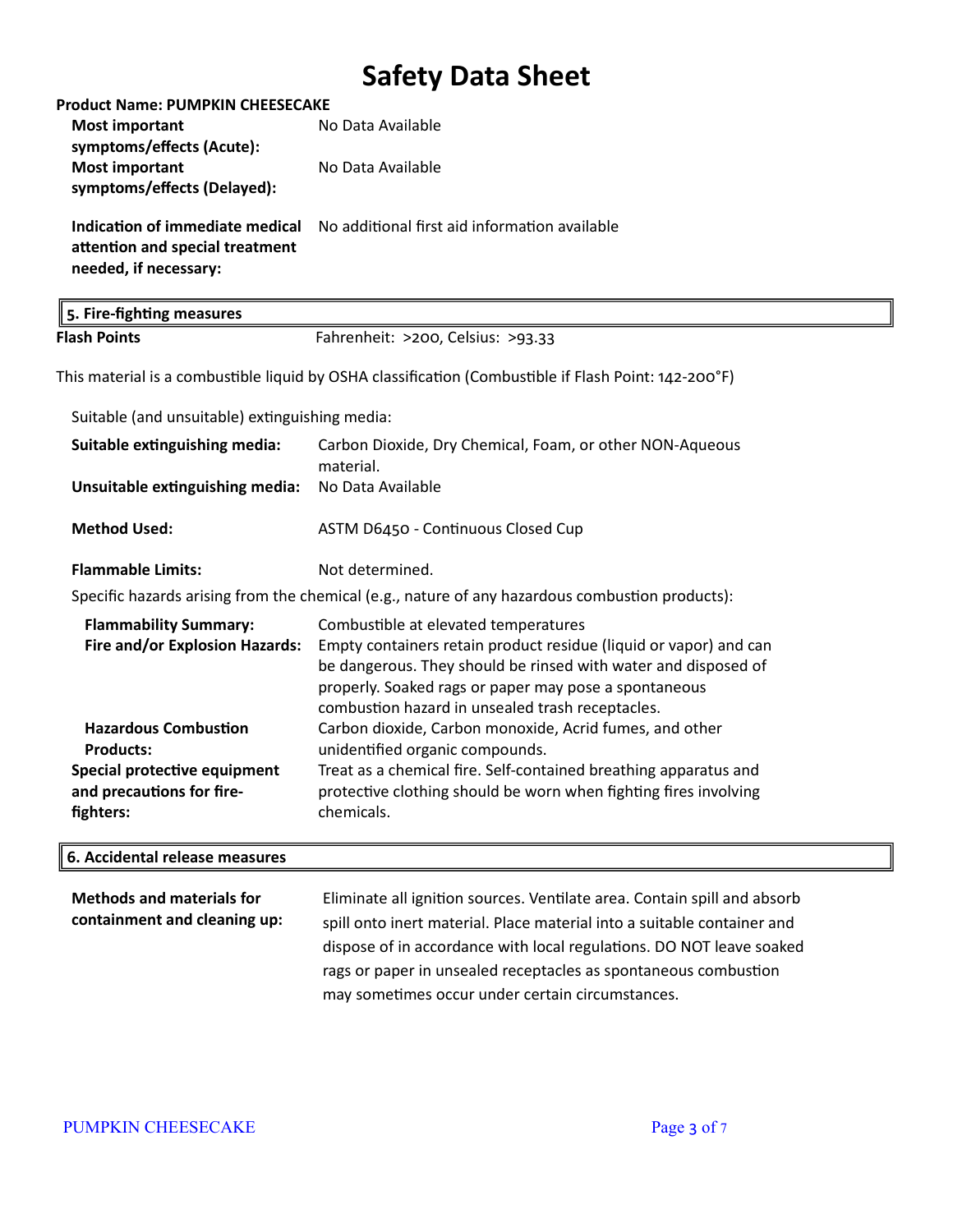# Safety Data Sheet

**Product Name: PUMPKIN CHEESECAKE**

| | |
|---|---|
| **Most important symptoms/effects (Acute):** | No Data Available |
| **Most important symptoms/effects (Delayed):** | No Data Available |
| **Indication of immediate medical attention and special treatment needed, if necessary:** | No additional first aid information available |

## 5. Fire-fighting measures

**Flash Points** Fahrenheit: >200, Celsius: >93.33

This material is a combustible liquid by OSHA classification (Combustible if Flash Point: 142-200°F)

Suitable (and unsuitable) extinguishing media:

| | |
|---|---|
| **Suitable extinguishing media:** | Carbon Dioxide, Dry Chemical, Foam, or other NON-Aqueous material. |
| **Unsuitable extinguishing media:** | No Data Available |
| **Method Used:** | ASTM D6450 - Continuous Closed Cup |
| **Flammable Limits:** | Not determined. |

Specific hazards arising from the chemical (e.g., nature of any hazardous combustion products):

| | |
|---|---|
| **Flammability Summary:** | Combustible at elevated temperatures |
| **Fire and/or Explosion Hazards:** | Empty containers retain product residue (liquid or vapor) and can be dangerous. They should be rinsed with water and disposed of properly. Soaked rags or paper may pose a spontaneous combustion hazard in unsealed trash receptacles. |
| **Hazardous Combustion Products:** | Carbon dioxide, Carbon monoxide, Acrid fumes, and other unidentified organic compounds. |
| **Special protective equipment and precautions for fire-fighters:** | Treat as a chemical fire. Self-contained breathing apparatus and protective clothing should be worn when fighting fires involving chemicals. |

## 6. Accidental release measures

| | |
|---|---|
| **Methods and materials for containment and cleaning up:** | Eliminate all ignition sources. Ventilate area. Contain spill and absorb spill onto inert material. Place material into a suitable container and dispose of in accordance with local regulations. DO NOT leave soaked rags or paper in unsealed receptacles as spontaneous combustion may sometimes occur under certain circumstances. |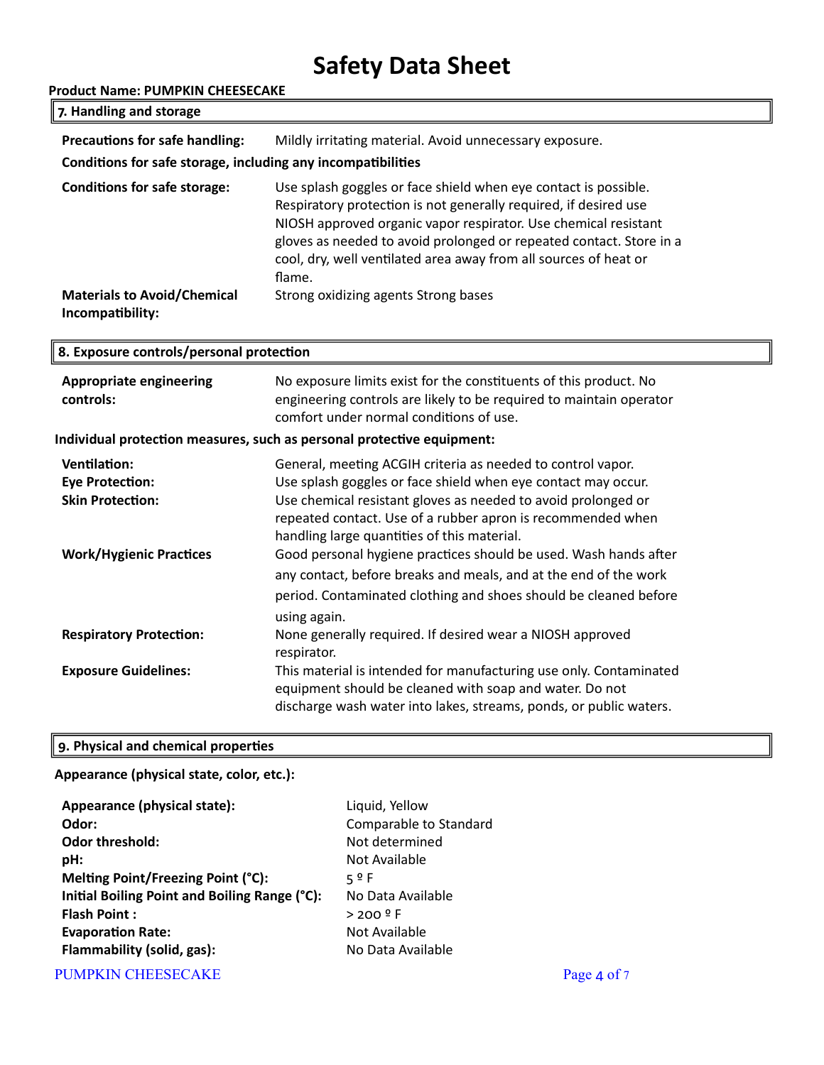# Safety Data Sheet

**Product Name: PUMPKIN CHEESECAKE**

## 7. Handling and storage

**Precautions for safe handling:** Mildly irritating material. Avoid unnecessary exposure.

**Conditions for safe storage, including any incompatibilities**

**Conditions for safe storage:** Use splash goggles or face shield when eye contact is possible. Respiratory protection is not generally required, if desired use NIOSH approved organic vapor respirator. Use chemical resistant gloves as needed to avoid prolonged or repeated contact. Store in a cool, dry, well ventilated area away from all sources of heat or flame.

**Materials to Avoid/Chemical Incompatibility:** Strong oxidizing agents Strong bases

## 8. Exposure controls/personal protection

**Appropriate engineering controls:** No exposure limits exist for the constituents of this product. No engineering controls are likely to be required to maintain operator comfort under normal conditions of use.

**Individual protection measures, such as personal protective equipment:**

**Ventilation:** General, meeting ACGIH criteria as needed to control vapor.

**Eye Protection:** Use splash goggles or face shield when eye contact may occur.

**Skin Protection:** Use chemical resistant gloves as needed to avoid prolonged or repeated contact. Use of a rubber apron is recommended when handling large quantities of this material.

**Work/Hygienic Practices** Good personal hygiene practices should be used. Wash hands after any contact, before breaks and meals, and at the end of the work period. Contaminated clothing and shoes should be cleaned before using again.

**Respiratory Protection:** None generally required. If desired wear a NIOSH approved respirator.

**Exposure Guidelines:** This material is intended for manufacturing use only. Contaminated equipment should be cleaned with soap and water. Do not discharge wash water into lakes, streams, ponds, or public waters.

## 9. Physical and chemical properties

**Appearance (physical state, color, etc.):**

**Appearance (physical state):** Liquid, Yellow

**Odor:** Comparable to Standard

**Odor threshold:** Not determined

**pH:** Not Available

**Melting Point/Freezing Point (°C):** 5 º F

**Initial Boiling Point and Boiling Range (°C):** No Data Available

**Flash Point :** > 200 º F

**Evaporation Rate:** Not Available

**Flammability (solid, gas):** No Data Available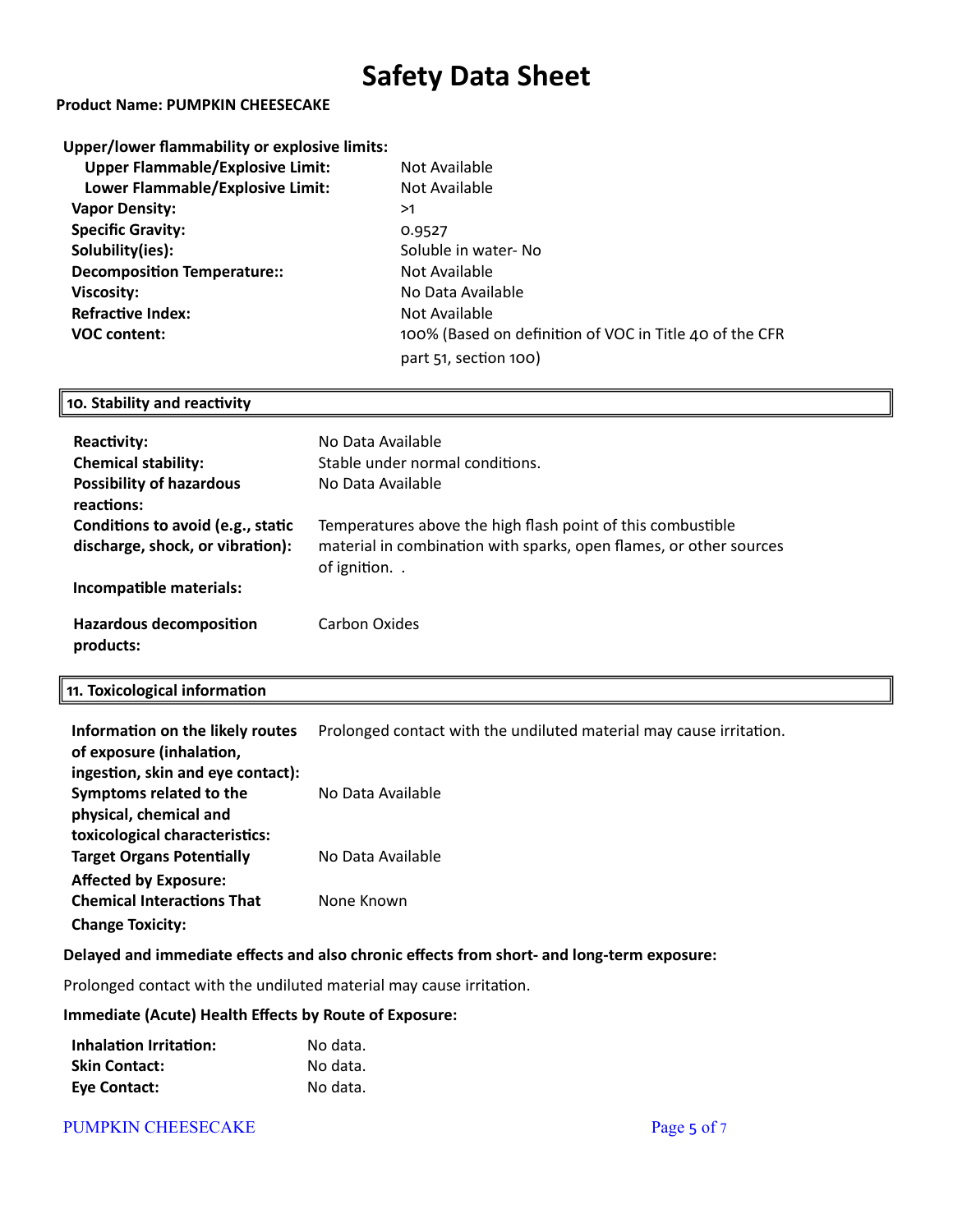# Safety Data Sheet

**Product Name: PUMPKIN CHEESECAKE**

**Upper/lower flammability or explosive limits:**

| | |
|---|---|
| **Upper Flammable/Explosive Limit:** | Not Available |
| **Lower Flammable/Explosive Limit:** | Not Available |
| **Vapor Density:** | >1 |
| **Specific Gravity:** | 0.9527 |
| **Solubility(ies):** | Soluble in water- No |
| **Decomposition Temperature::** | Not Available |
| **Viscosity:** | No Data Available |
| **Refractive Index:** | Not Available |
| **VOC content:** | 100% (Based on definition of VOC in Title 40 of the CFR part 51, section 100) |

## 10. Stability and reactivity

| | |
|---|---|
| **Reactivity:** | No Data Available |
| **Chemical stability:** | Stable under normal conditions. |
| **Possibility of hazardous reactions:** | No Data Available |
| **Conditions to avoid (e.g., static discharge, shock, or vibration):** | Temperatures above the high flash point of this combustible material in combination with sparks, open flames, or other sources of ignition. . |
| **Incompatible materials:** | |
| **Hazardous decomposition products:** | Carbon Oxides |

## 11. Toxicological information

| | |
|---|---|
| **Information on the likely routes of exposure (inhalation, ingestion, skin and eye contact):** | Prolonged contact with the undiluted material may cause irritation. |
| **Symptoms related to the physical, chemical and toxicological characteristics:** | No Data Available |
| **Target Organs Potentially Affected by Exposure:** | No Data Available |
| **Chemical Interactions That Change Toxicity:** | None Known |

**Delayed and immediate effects and also chronic effects from short- and long-term exposure:**

Prolonged contact with the undiluted material may cause irritation.

**Immediate (Acute) Health Effects by Route of Exposure:**

| | |
|---|---|
| **Inhalation Irritation:** | No data. |
| **Skin Contact:** | No data. |
| **Eye Contact:** | No data. |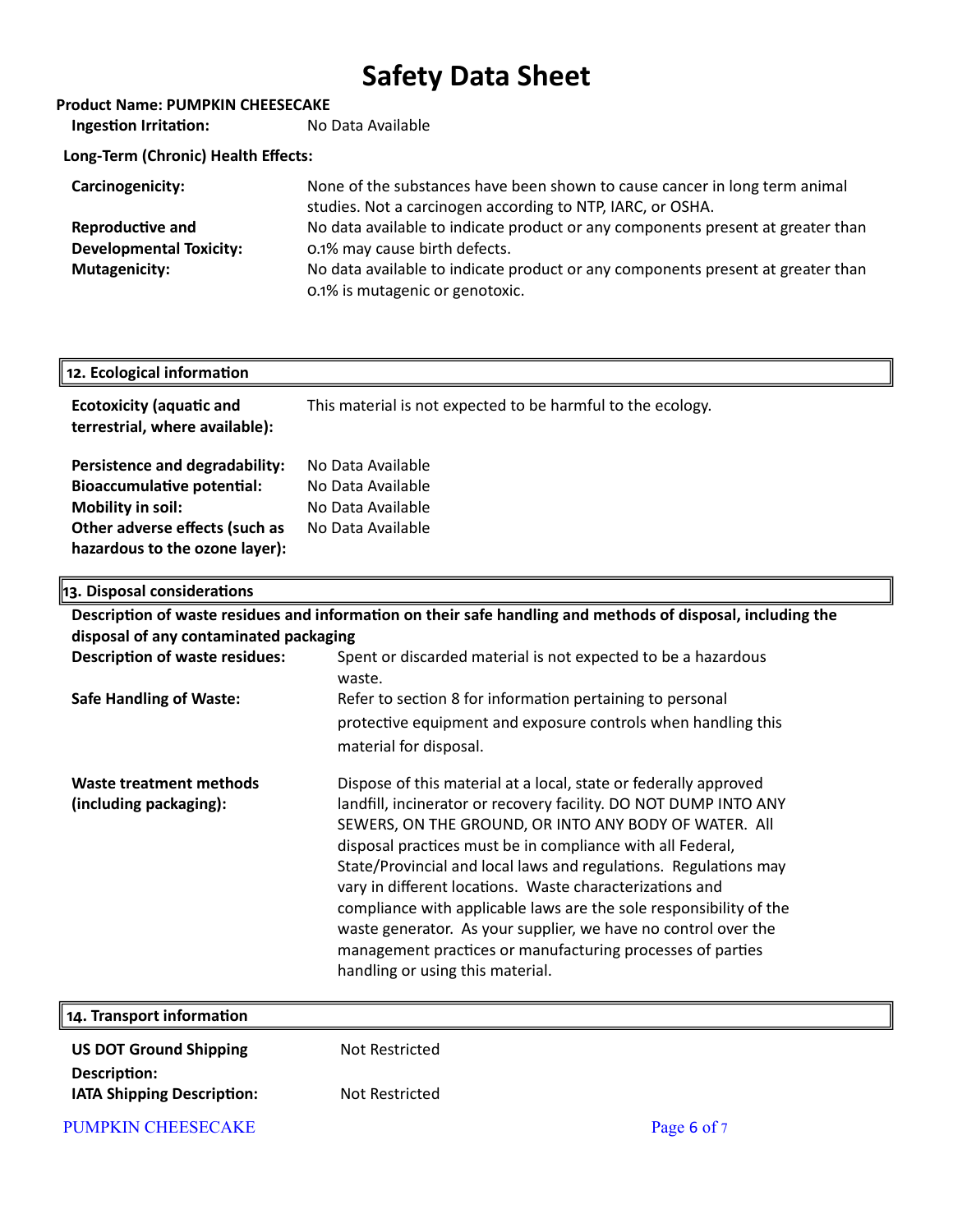# Safety Data Sheet

**Product Name: PUMPKIN CHEESECAKE**

**Ingestion Irritation:** No Data Available

**Long-Term (Chronic) Health Effects:**

**Carcinogenicity:** None of the substances have been shown to cause cancer in long term animal studies. Not a carcinogen according to NTP, IARC, or OSHA.

**Reproductive and Developmental Toxicity:** No data available to indicate product or any components present at greater than 0.1% may cause birth defects.

**Mutagenicity:** No data available to indicate product or any components present at greater than 0.1% is mutagenic or genotoxic.

## 12. Ecological information

**Ecotoxicity (aquatic and terrestrial, where available):** This material is not expected to be harmful to the ecology.

**Persistence and degradability:** No Data Available

**Bioaccumulative potential:** No Data Available

**Mobility in soil:** No Data Available

**Other adverse effects (such as hazardous to the ozone layer):** No Data Available

## 13. Disposal considerations

**Description of waste residues and information on their safe handling and methods of disposal, including the disposal of any contaminated packaging**

**Description of waste residues:** Spent or discarded material is not expected to be a hazardous waste.

**Safe Handling of Waste:** Refer to section 8 for information pertaining to personal protective equipment and exposure controls when handling this material for disposal.

**Waste treatment methods (including packaging):** Dispose of this material at a local, state or federally approved landfill, incinerator or recovery facility. DO NOT DUMP INTO ANY SEWERS, ON THE GROUND, OR INTO ANY BODY OF WATER. All disposal practices must be in compliance with all Federal, State/Provincial and local laws and regulations. Regulations may vary in different locations. Waste characterizations and compliance with applicable laws are the sole responsibility of the waste generator. As your supplier, we have no control over the management practices or manufacturing processes of parties handling or using this material.

## 14. Transport information

**US DOT Ground Shipping Description:** Not Restricted

**IATA Shipping Description:** Not Restricted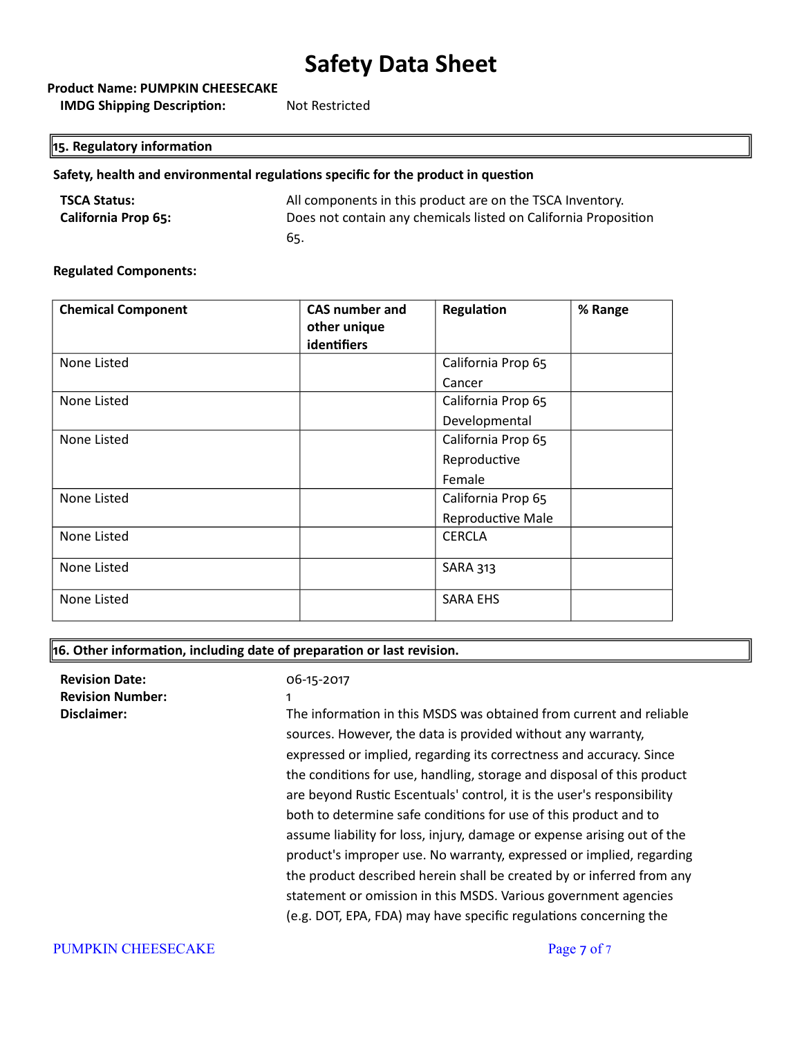**Product Name: PUMPKIN CHEESECAKE**

**IMDG Shipping Description:** Not Restricted

## 15. Regulatory information

**Safety, health and environmental regulations specific for the product in question**

**TSCA Status:** All components in this product are on the TSCA Inventory.

**California Prop 65:** Does not contain any chemicals listed on California Proposition 65.

**Regulated Components:**

| Chemical Component | CAS number and other unique identifiers | Regulation | % Range |
|---|---|---|---|
| None Listed | | California Prop 65 Cancer | |
| None Listed | | California Prop 65 Developmental | |
| None Listed | | California Prop 65 Reproductive Female | |
| None Listed | | California Prop 65 Reproductive Male | |
| None Listed | | CERCLA | |
| None Listed | | SARA 313 | |
| None Listed | | SARA EHS | |

## 16. Other information, including date of preparation or last revision.

**Revision Date:** 06-15-2017

**Revision Number:** 1

**Disclaimer:** The information in this MSDS was obtained from current and reliable sources. However, the data is provided without any warranty, expressed or implied, regarding its correctness and accuracy. Since the conditions for use, handling, storage and disposal of this product are beyond Rustic Escentuals' control, it is the user's responsibility both to determine safe conditions for use of this product and to assume liability for loss, injury, damage or expense arising out of the product's improper use. No warranty, expressed or implied, regarding the product described herein shall be created by or inferred from any statement or omission in this MSDS. Various government agencies (e.g. DOT, EPA, FDA) may have specific regulations concerning the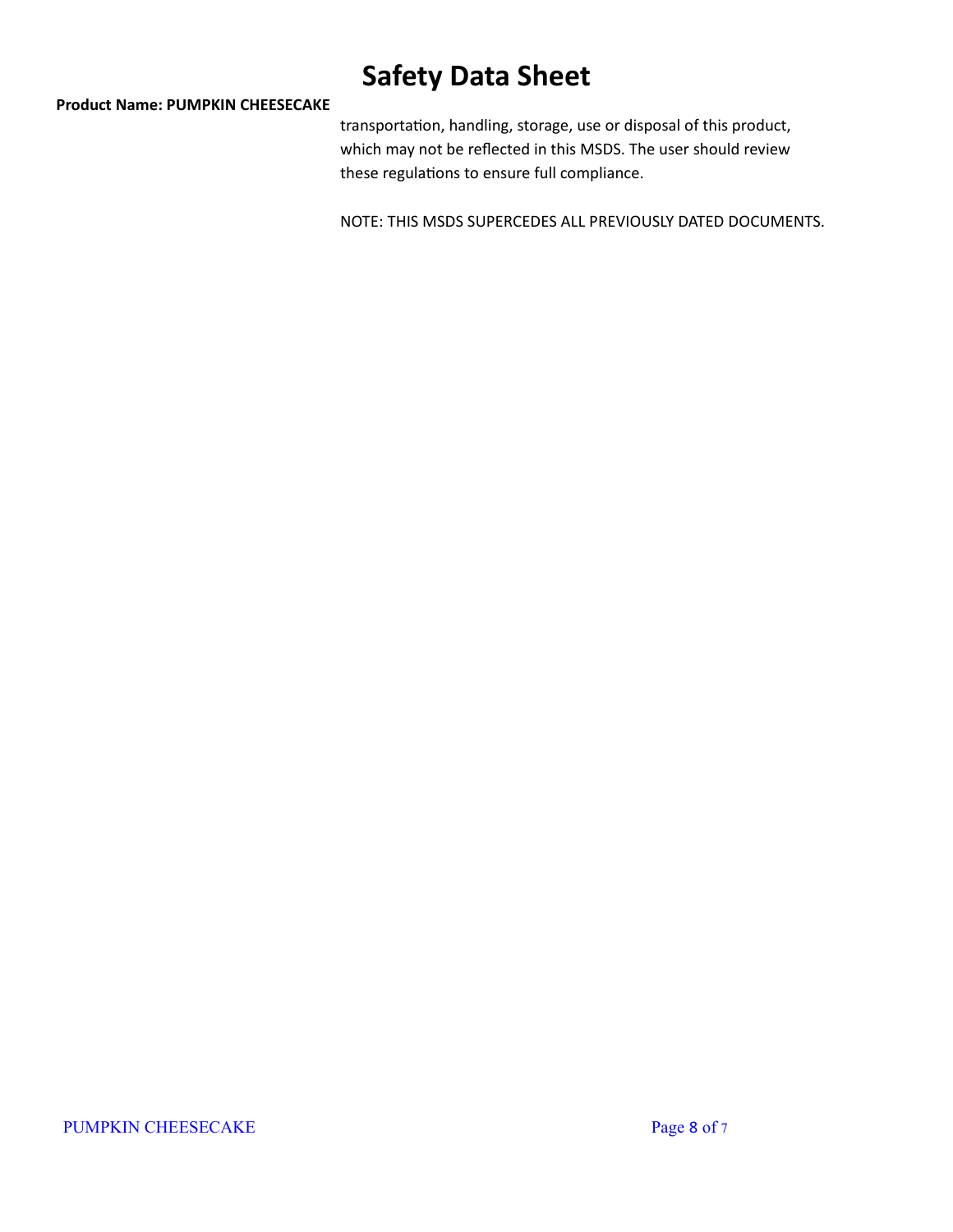transportation, handling, storage, use or disposal of this product, which may not be reflected in this MSDS. The user should review these regulations to ensure full compliance.

NOTE: THIS MSDS SUPERCEDES ALL PREVIOUSLY DATED DOCUMENTS.